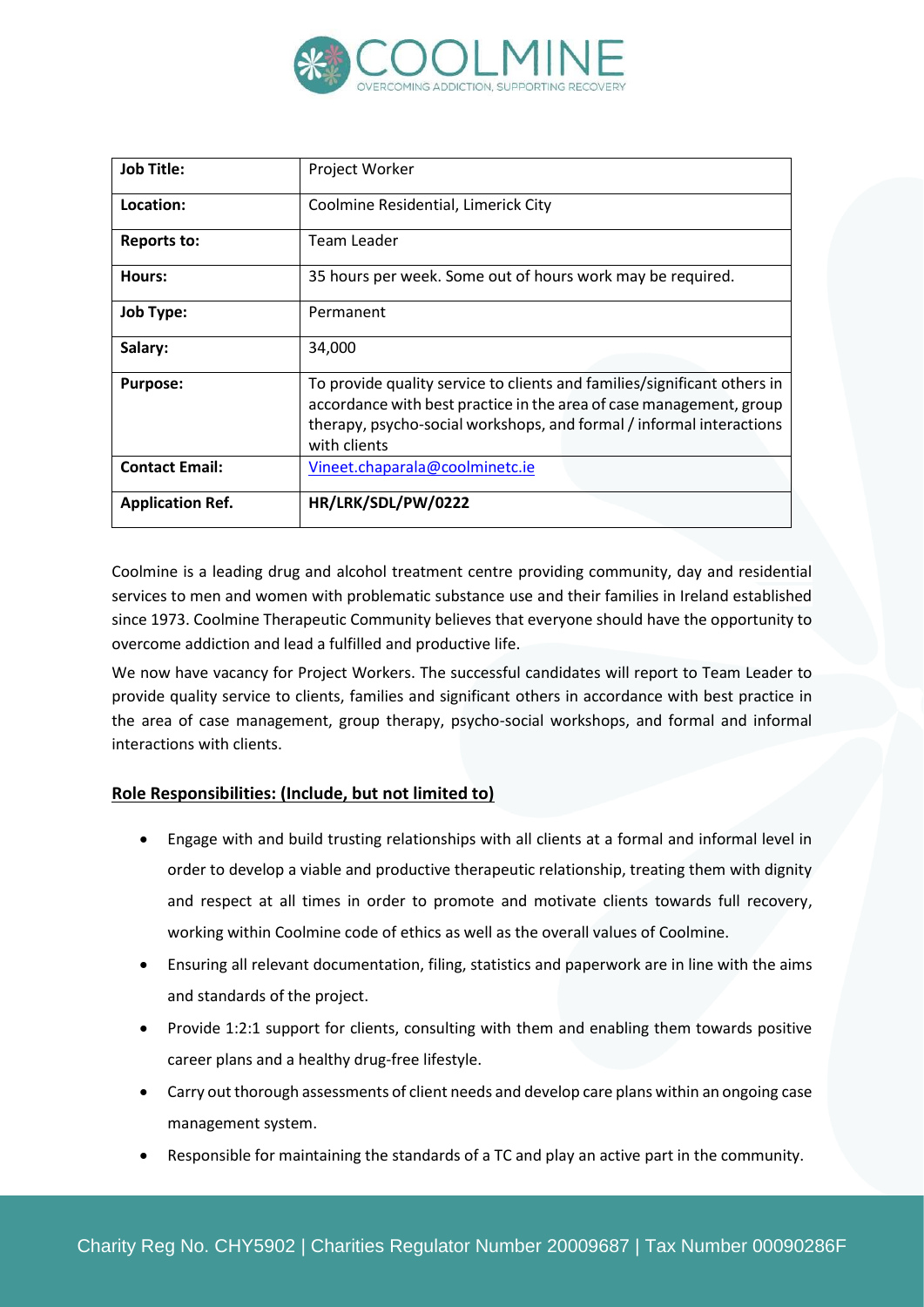| **Job Title:** | Project Worker |
|---|---|
| **Location:** | Coolmine Residential, Limerick City |
| **Reports to:** | Team Leader |
| **Hours:** | 35 hours per week. Some out of hours work may be required. |
| **Job Type:** | Permanent |
| **Salary:** | 34,000 |
| **Purpose:** | To provide quality service to clients and families/significant others in accordance with best practice in the area of case management, group therapy, psycho-social workshops, and formal / informal interactions with clients |
| **Contact Email:** | Vineet.chaparala@coolminetc.ie |
| **Application Ref.** | **HR/LRK/SDL/PW/0222** |

Coolmine is a leading drug and alcohol treatment centre providing community, day and residential services to men and women with problematic substance use and their families in Ireland established since 1973. Coolmine Therapeutic Community believes that everyone should have the opportunity to overcome addiction and lead a fulfilled and productive life.

We now have vacancy for Project Workers. The successful candidates will report to Team Leader to provide quality service to clients, families and significant others in accordance with best practice in the area of case management, group therapy, psycho-social workshops, and formal and informal interactions with clients.

**Role Responsibilities: (Include, but not limited to)**

- Engage with and build trusting relationships with all clients at a formal and informal level in order to develop a viable and productive therapeutic relationship, treating them with dignity and respect at all times in order to promote and motivate clients towards full recovery, working within Coolmine code of ethics as well as the overall values of Coolmine.
- Ensuring all relevant documentation, filing, statistics and paperwork are in line with the aims and standards of the project.
- Provide 1:2:1 support for clients, consulting with them and enabling them towards positive career plans and a healthy drug-free lifestyle.
- Carry out thorough assessments of client needs and develop care plans within an ongoing case management system.
- Responsible for maintaining the standards of a TC and play an active part in the community.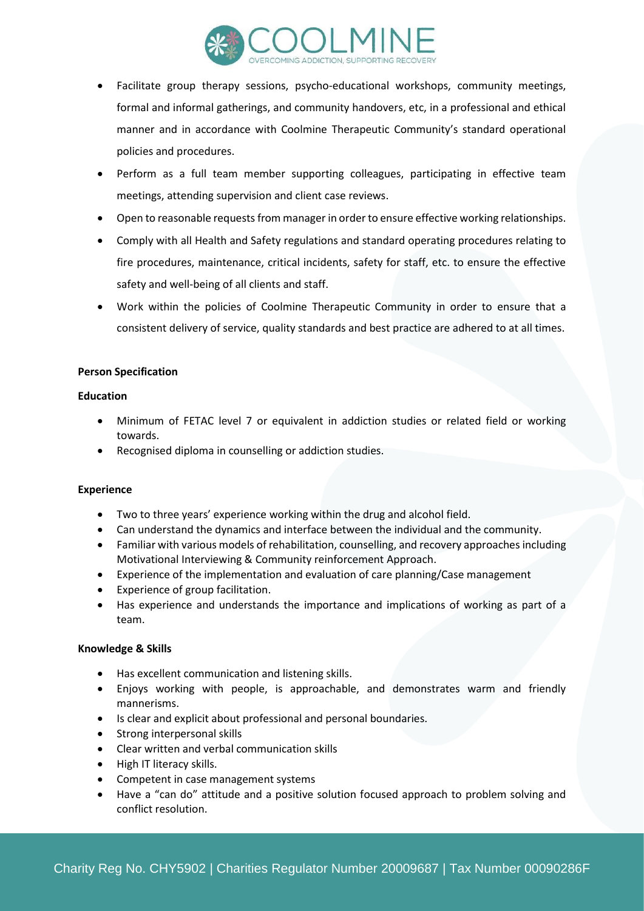- Facilitate group therapy sessions, psycho-educational workshops, community meetings, formal and informal gatherings, and community handovers, etc, in a professional and ethical manner and in accordance with Coolmine Therapeutic Community's standard operational policies and procedures.
- Perform as a full team member supporting colleagues, participating in effective team meetings, attending supervision and client case reviews.
- Open to reasonable requests from manager in order to ensure effective working relationships.
- Comply with all Health and Safety regulations and standard operating procedures relating to fire procedures, maintenance, critical incidents, safety for staff, etc. to ensure the effective safety and well-being of all clients and staff.
- Work within the policies of Coolmine Therapeutic Community in order to ensure that a consistent delivery of service, quality standards and best practice are adhered to at all times.

**Person Specification**

**Education**

- Minimum of FETAC level 7 or equivalent in addiction studies or related field or working towards.
- Recognised diploma in counselling or addiction studies.

**Experience**

- Two to three years' experience working within the drug and alcohol field.
- Can understand the dynamics and interface between the individual and the community.
- Familiar with various models of rehabilitation, counselling, and recovery approaches including Motivational Interviewing & Community reinforcement Approach.
- Experience of the implementation and evaluation of care planning/Case management
- Experience of group facilitation.
- Has experience and understands the importance and implications of working as part of a team.

**Knowledge & Skills**

- Has excellent communication and listening skills.
- Enjoys working with people, is approachable, and demonstrates warm and friendly mannerisms.
- Is clear and explicit about professional and personal boundaries.
- Strong interpersonal skills
- Clear written and verbal communication skills
- High IT literacy skills.
- Competent in case management systems
- Have a "can do" attitude and a positive solution focused approach to problem solving and conflict resolution.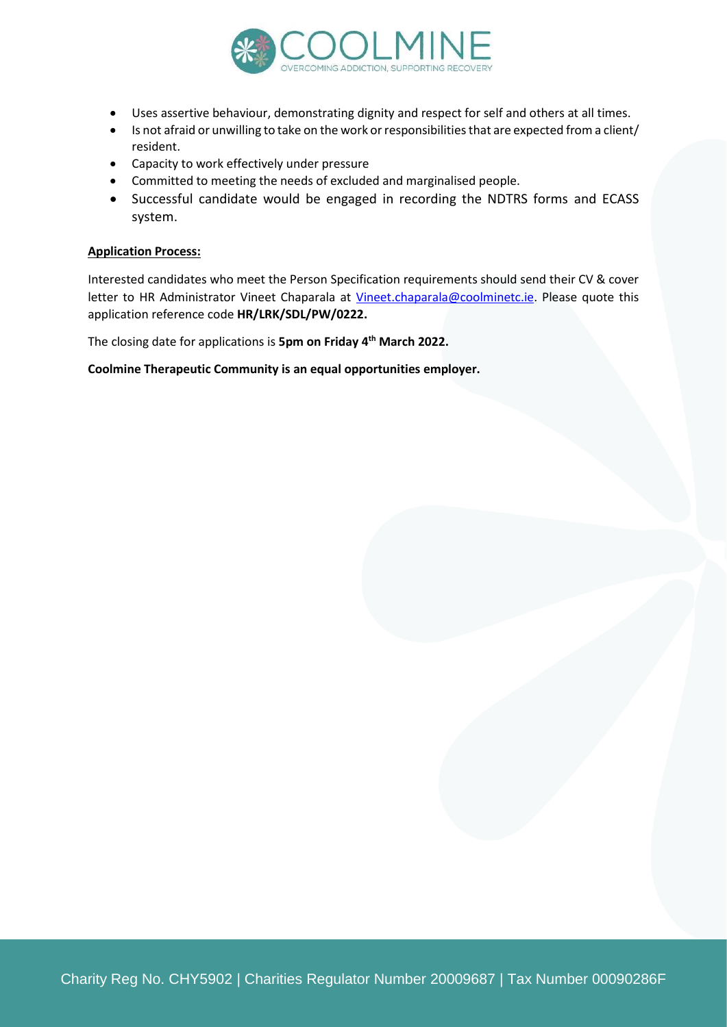- Uses assertive behaviour, demonstrating dignity and respect for self and others at all times.
- Is not afraid or unwilling to take on the work or responsibilities that are expected from a client/ resident.
- Capacity to work effectively under pressure
- Committed to meeting the needs of excluded and marginalised people.
- Successful candidate would be engaged in recording the NDTRS forms and ECASS system.

**Application Process:**

Interested candidates who meet the Person Specification requirements should send their CV & cover letter to HR Administrator Vineet Chaparala at Vineet.chaparala@coolminetc.ie. Please quote this application reference code **HR/LRK/SDL/PW/0222.**

The closing date for applications is **5pm on Friday 4th March 2022.**

**Coolmine Therapeutic Community is an equal opportunities employer.**